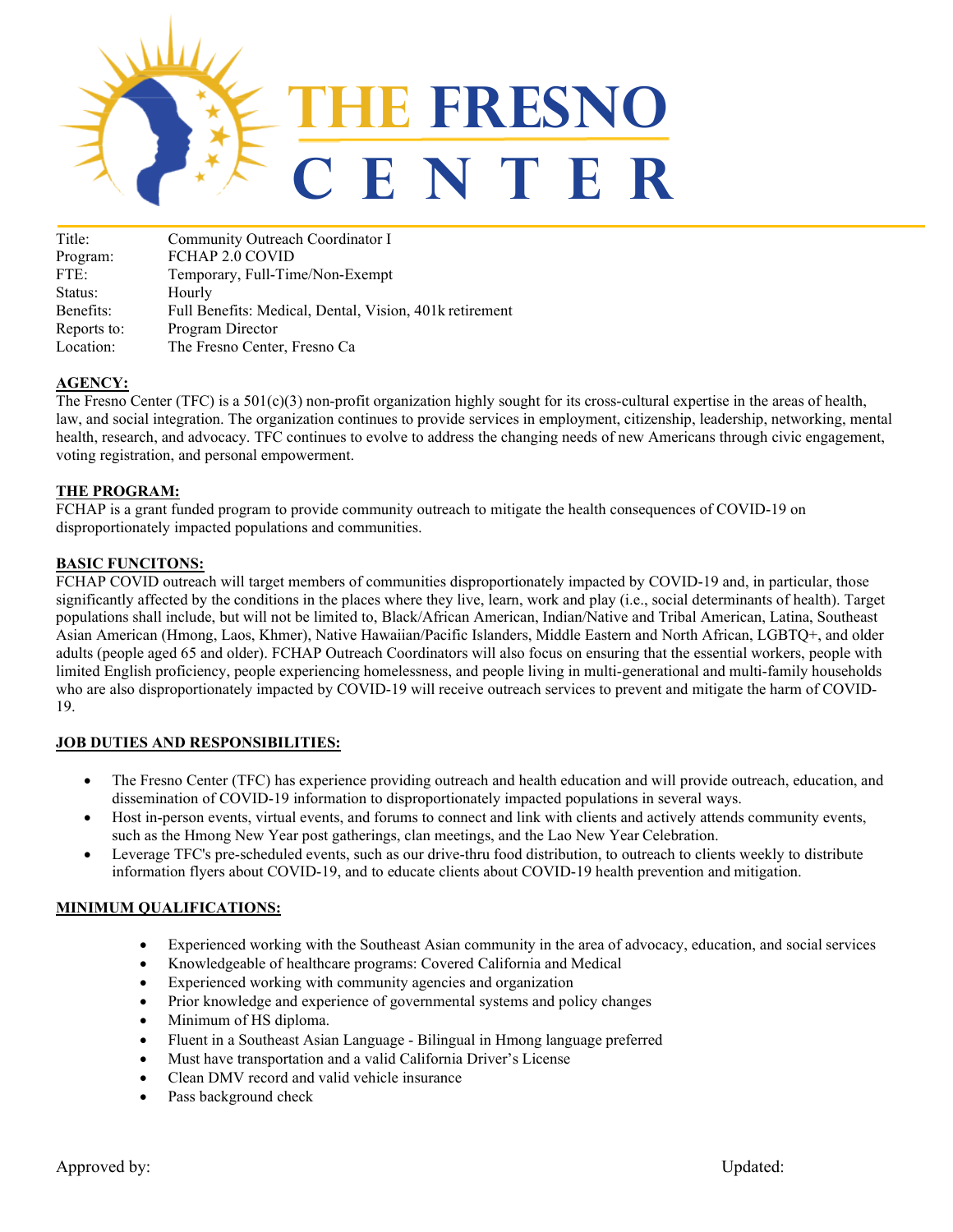# THE FRESNO CENTER

| | |
|---|---|
| Title: | Community Outreach Coordinator I |
| Program: | FCHAP 2.0 COVID |
| FTE: | Temporary, Full-Time/Non-Exempt |
| Status: | Hourly |
| Benefits: | Full Benefits: Medical, Dental, Vision, 401k retirement |
| Reports to: | Program Director |
| Location: | The Fresno Center, Fresno Ca |

## AGENCY:

The Fresno Center (TFC) is a 501(c)(3) non-profit organization highly sought for its cross-cultural expertise in the areas of health, law, and social integration. The organization continues to provide services in employment, citizenship, leadership, networking, mental health, research, and advocacy. TFC continues to evolve to address the changing needs of new Americans through civic engagement, voting registration, and personal empowerment.

## THE PROGRAM:

FCHAP is a grant funded program to provide community outreach to mitigate the health consequences of COVID-19 on disproportionately impacted populations and communities.

## BASIC FUNCITONS:

FCHAP COVID outreach will target members of communities disproportionately impacted by COVID-19 and, in particular, those significantly affected by the conditions in the places where they live, learn, work and play (i.e., social determinants of health). Target populations shall include, but will not be limited to, Black/African American, Indian/Native and Tribal American, Latina, Southeast Asian American (Hmong, Laos, Khmer), Native Hawaiian/Pacific Islanders, Middle Eastern and North African, LGBTQ+, and older adults (people aged 65 and older). FCHAP Outreach Coordinators will also focus on ensuring that the essential workers, people with limited English proficiency, people experiencing homelessness, and people living in multi-generational and multi-family households who are also disproportionately impacted by COVID-19 will receive outreach services to prevent and mitigate the harm of COVID-19.

## JOB DUTIES AND RESPONSIBILITIES:

- The Fresno Center (TFC) has experience providing outreach and health education and will provide outreach, education, and dissemination of COVID-19 information to disproportionately impacted populations in several ways.
- Host in-person events, virtual events, and forums to connect and link with clients and actively attends community events, such as the Hmong New Year post gatherings, clan meetings, and the Lao New Year Celebration.
- Leverage TFC's pre-scheduled events, such as our drive-thru food distribution, to outreach to clients weekly to distribute information flyers about COVID-19, and to educate clients about COVID-19 health prevention and mitigation.

## MINIMUM QUALIFICATIONS:

- Experienced working with the Southeast Asian community in the area of advocacy, education, and social services
- Knowledgeable of healthcare programs: Covered California and Medical
- Experienced working with community agencies and organization
- Prior knowledge and experience of governmental systems and policy changes
- Minimum of HS diploma.
- Fluent in a Southeast Asian Language - Bilingual in Hmong language preferred
- Must have transportation and a valid California Driver's License
- Clean DMV record and valid vehicle insurance
- Pass background check

Approved by: Updated: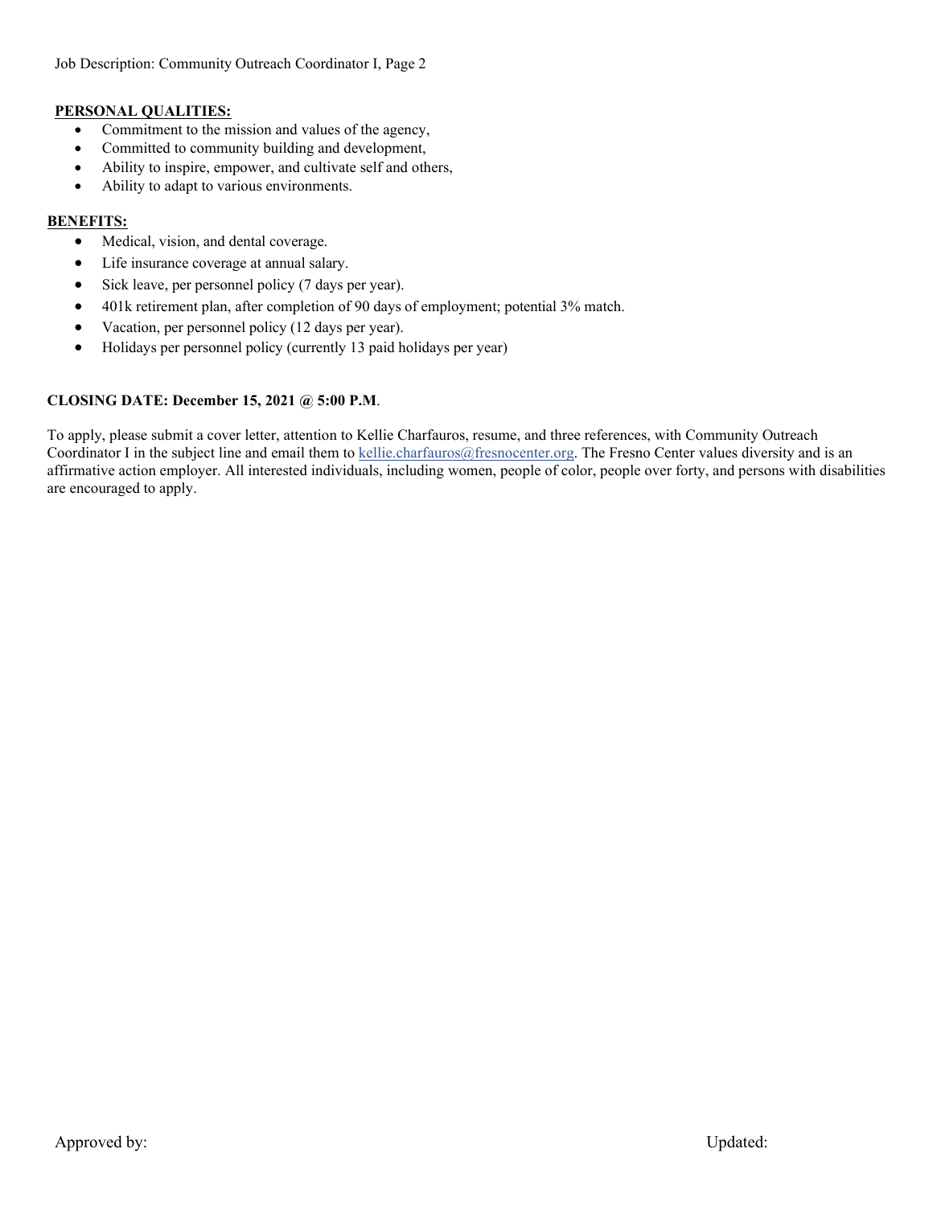**PERSONAL QUALITIES:**

- Commitment to the mission and values of the agency,
- Committed to community building and development,
- Ability to inspire, empower, and cultivate self and others,
- Ability to adapt to various environments.

**BENEFITS:**

- Medical, vision, and dental coverage.
- Life insurance coverage at annual salary.
- Sick leave, per personnel policy (7 days per year).
- 401k retirement plan, after completion of 90 days of employment; potential 3% match.
- Vacation, per personnel policy (12 days per year).
- Holidays per personnel policy (currently 13 paid holidays per year)

**CLOSING DATE: December 15, 2021 @ 5:00 P.M**.

To apply, please submit a cover letter, attention to Kellie Charfauros, resume, and three references, with Community Outreach Coordinator I in the subject line and email them to kellie.charfauros@fresnocenter.org. The Fresno Center values diversity and is an affirmative action employer. All interested individuals, including women, people of color, people over forty, and persons with disabilities are encouraged to apply.

Approved by: Updated: